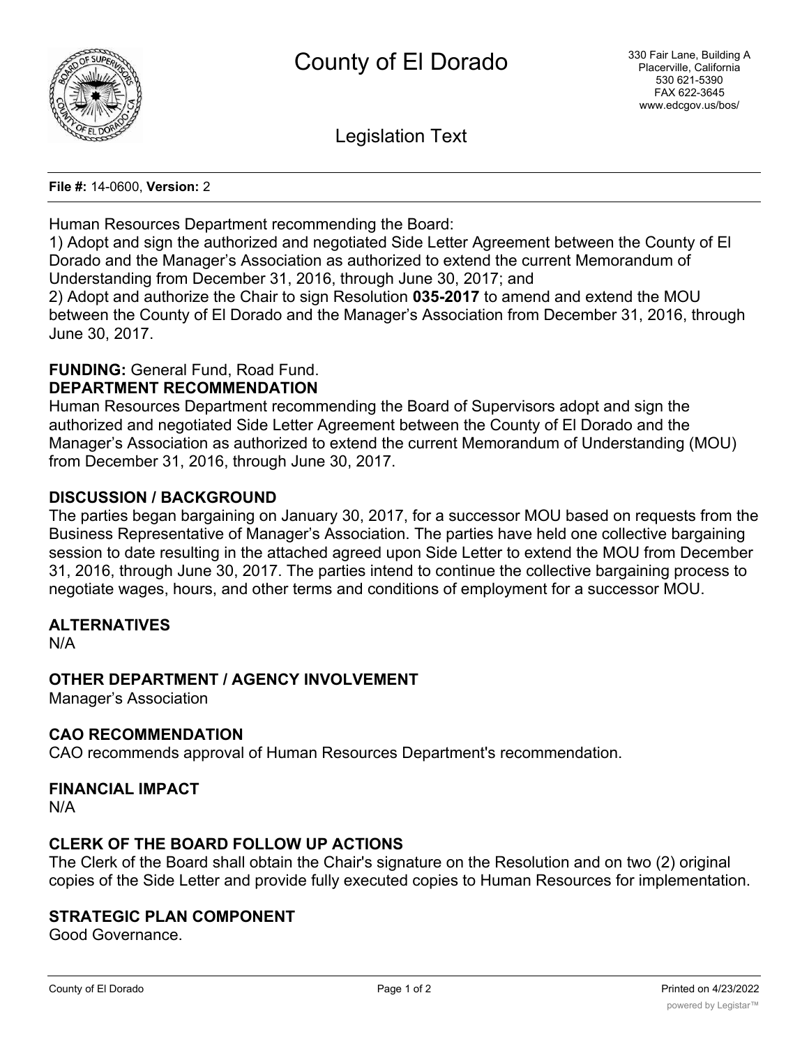# County of El Dorado

330 Fair Lane, Building A
Placerville, California
530 621-5390
FAX 622-3645
www.edcgov.us/bos/

## Legislation Text

**File #:** 14-0600, **Version:** 2

Human Resources Department recommending the Board:
1) Adopt and sign the authorized and negotiated Side Letter Agreement between the County of El Dorado and the Manager's Association as authorized to extend the current Memorandum of Understanding from December 31, 2016, through June 30, 2017; and
2) Adopt and authorize the Chair to sign Resolution **035-2017** to amend and extend the MOU between the County of El Dorado and the Manager's Association from December 31, 2016, through June 30, 2017.

**FUNDING:** General Fund, Road Fund.

**DEPARTMENT RECOMMENDATION**

Human Resources Department recommending the Board of Supervisors adopt and sign the authorized and negotiated Side Letter Agreement between the County of El Dorado and the Manager's Association as authorized to extend the current Memorandum of Understanding (MOU) from December 31, 2016, through June 30, 2017.

**DISCUSSION / BACKGROUND**

The parties began bargaining on January 30, 2017, for a successor MOU based on requests from the Business Representative of Manager's Association. The parties have held one collective bargaining session to date resulting in the attached agreed upon Side Letter to extend the MOU from December 31, 2016, through June 30, 2017. The parties intend to continue the collective bargaining process to negotiate wages, hours, and other terms and conditions of employment for a successor MOU.

**ALTERNATIVES**

N/A

**OTHER DEPARTMENT / AGENCY INVOLVEMENT**

Manager's Association

**CAO RECOMMENDATION**

CAO recommends approval of Human Resources Department's recommendation.

**FINANCIAL IMPACT**

N/A

**CLERK OF THE BOARD FOLLOW UP ACTIONS**

The Clerk of the Board shall obtain the Chair's signature on the Resolution and on two (2) original copies of the Side Letter and provide fully executed copies to Human Resources for implementation.

**STRATEGIC PLAN COMPONENT**

Good Governance.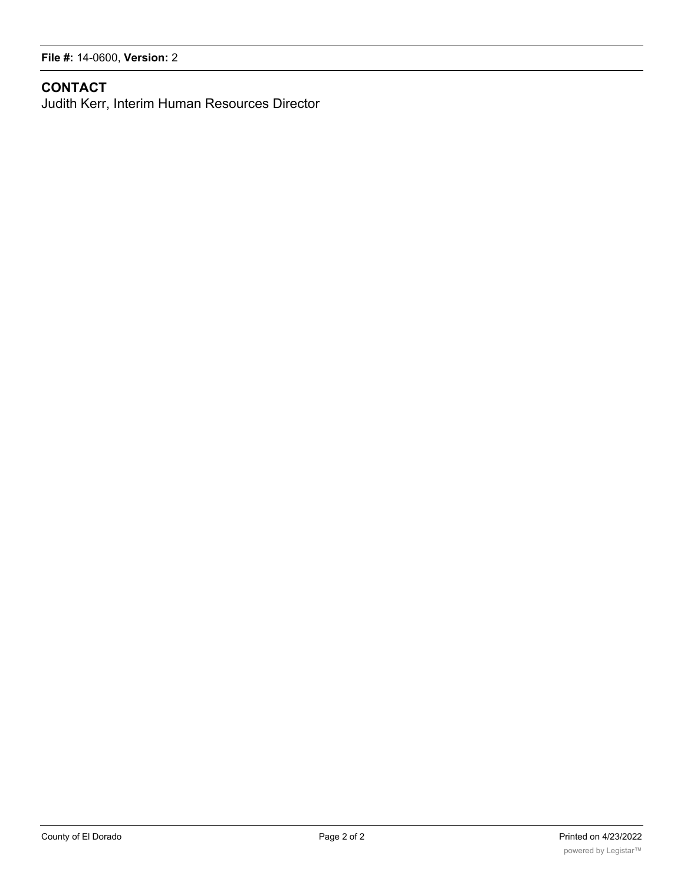**File #:** 14-0600, **Version:** 2

## CONTACT

Judith Kerr, Interim Human Resources Director